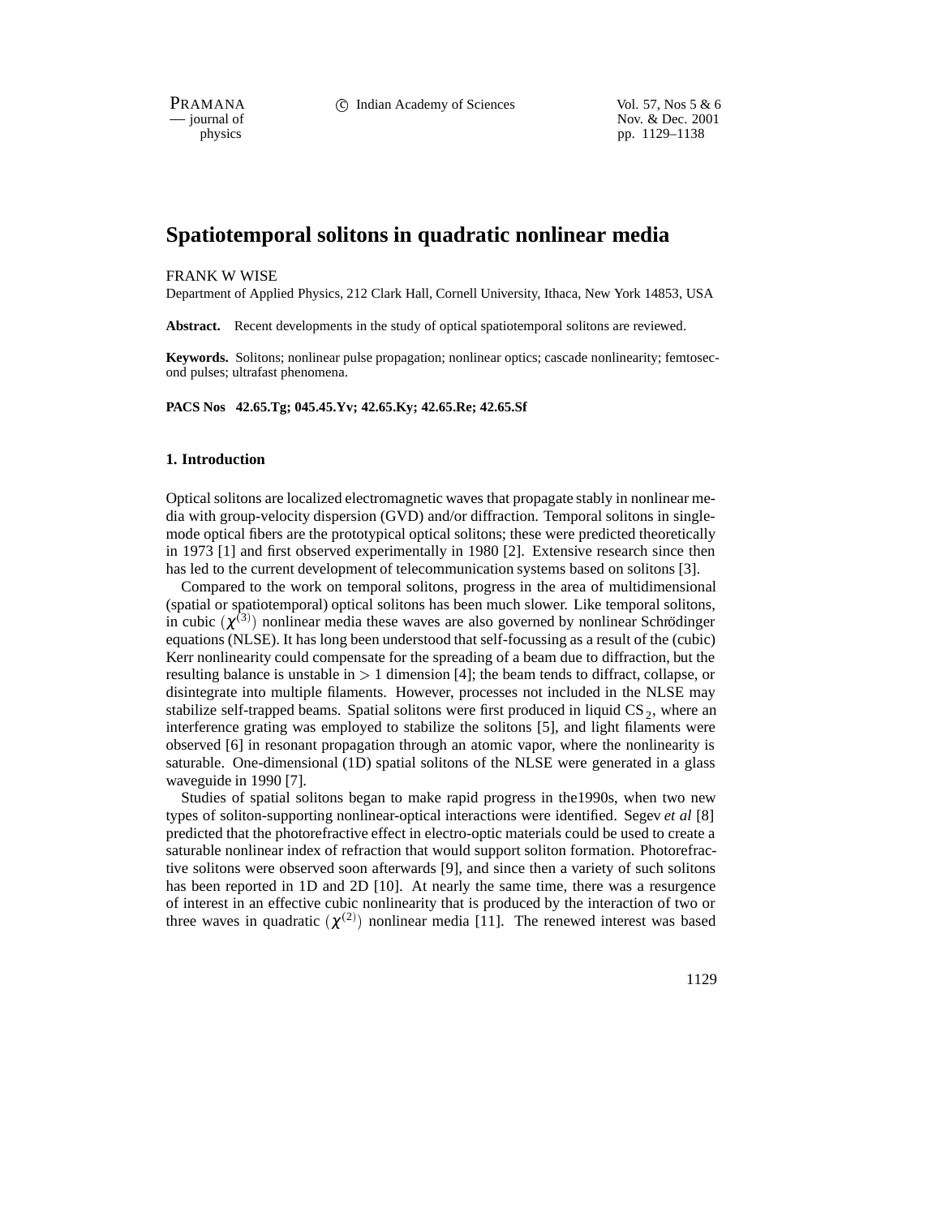# Spatiotemporal solitons in quadratic nonlinear media

FRANK W WISE

Department of Applied Physics, 212 Clark Hall, Cornell University, Ithaca, New York 14853, USA

**Abstract.** Recent developments in the study of optical spatiotemporal solitons are reviewed.

**Keywords.** Solitons; nonlinear pulse propagation; nonlinear optics; cascade nonlinearity; femtosecond pulses; ultrafast phenomena.

**PACS Nos 42.65.Tg; 045.45.Yv; 42.65.Ky; 42.65.Re; 42.65.Sf**

## 1. Introduction

Optical solitons are localized electromagnetic waves that propagate stably in nonlinear media with group-velocity dispersion (GVD) and/or diffraction. Temporal solitons in single-mode optical fibers are the prototypical optical solitons; these were predicted theoretically in 1973 [1] and first observed experimentally in 1980 [2]. Extensive research since then has led to the current development of telecommunication systems based on solitons [3].

Compared to the work on temporal solitons, progress in the area of multidimensional (spatial or spatiotemporal) optical solitons has been much slower. Like temporal solitons, in cubic ($\chi^{(3)}$) nonlinear media these waves are also governed by nonlinear Schrödinger equations (NLSE). It has long been understood that self-focussing as a result of the (cubic) Kerr nonlinearity could compensate for the spreading of a beam due to diffraction, but the resulting balance is unstable in $> 1$ dimension [4]; the beam tends to diffract, collapse, or disintegrate into multiple filaments. However, processes not included in the NLSE may stabilize self-trapped beams. Spatial solitons were first produced in liquid $CS_2$, where an interference grating was employed to stabilize the solitons [5], and light filaments were observed [6] in resonant propagation through an atomic vapor, where the nonlinearity is saturable. One-dimensional (1D) spatial solitons of the NLSE were generated in a glass waveguide in 1990 [7].

Studies of spatial solitons began to make rapid progress in the1990s, when two new types of soliton-supporting nonlinear-optical interactions were identified. Segev *et al* [8] predicted that the photorefractive effect in electro-optic materials could be used to create a saturable nonlinear index of refraction that would support soliton formation. Photorefractive solitons were observed soon afterwards [9], and since then a variety of such solitons has been reported in 1D and 2D [10]. At nearly the same time, there was a resurgence of interest in an effective cubic nonlinearity that is produced by the interaction of two or three waves in quadratic ($\chi^{(2)}$) nonlinear media [11]. The renewed interest was based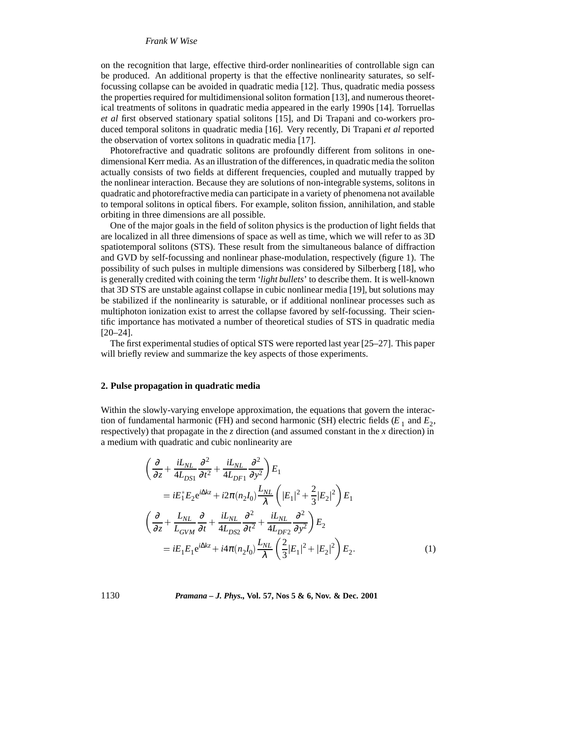on the recognition that large, effective third-order nonlinearities of controllable sign can be produced. An additional property is that the effective nonlinearity saturates, so self-focussing collapse can be avoided in quadratic media [12]. Thus, quadratic media possess the properties required for multidimensional soliton formation [13], and numerous theoretical treatments of solitons in quadratic media appeared in the early 1990s [14]. Torruellas *et al* first observed stationary spatial solitons [15], and Di Trapani and co-workers produced temporal solitons in quadratic media [16]. Very recently, Di Trapani *et al* reported the observation of vortex solitons in quadratic media [17].

Photorefractive and quadratic solitons are profoundly different from solitons in one-dimensional Kerr media. As an illustration of the differences, in quadratic media the soliton actually consists of two fields at different frequencies, coupled and mutually trapped by the nonlinear interaction. Because they are solutions of non-integrable systems, solitons in quadratic and photorefractive media can participate in a variety of phenomena not available to temporal solitons in optical fibers. For example, soliton fission, annihilation, and stable orbiting in three dimensions are all possible.

One of the major goals in the field of soliton physics is the production of light fields that are localized in all three dimensions of space as well as time, which we will refer to as 3D spatiotemporal solitons (STS). These result from the simultaneous balance of diffraction and GVD by self-focussing and nonlinear phase-modulation, respectively (figure 1). The possibility of such pulses in multiple dimensions was considered by Silberberg [18], who is generally credited with coining the term '*light bullets*' to describe them. It is well-known that 3D STS are unstable against collapse in cubic nonlinear media [19], but solutions may be stabilized if the nonlinearity is saturable, or if additional nonlinear processes such as multiphoton ionization exist to arrest the collapse favored by self-focussing. Their scientific importance has motivated a number of theoretical studies of STS in quadratic media [20–24].

The first experimental studies of optical STS were reported last year [25–27]. This paper will briefly review and summarize the key aspects of those experiments.

## 2. Pulse propagation in quadratic media

Within the slowly-varying envelope approximation, the equations that govern the interaction of fundamental harmonic (FH) and second harmonic (SH) electric fields ($E_1$ and $E_2$, respectively) that propagate in the $z$ direction (and assumed constant in the $x$ direction) in a medium with quadratic and cubic nonlinearity are

$$
\begin{aligned}
&\left(\frac{\partial}{\partial z}+\frac{iL_{NL}}{4L_{DS1}}\frac{\partial^2}{\partial t^2}+\frac{iL_{NL}}{4L_{DF1}}\frac{\partial^2}{\partial y^2}\right)E_1\\
&\quad = iE_1^*E_2\mathrm{e}^{i\Delta kz}+i2\pi(n_2I_0)\frac{L_{NL}}{\lambda}\left(|E_1|^2+\frac{2}{3}|E_2|^2\right)E_1\\
&\left(\frac{\partial}{\partial z}+\frac{L_{NL}}{L_{GVM}}\frac{\partial}{\partial t}+\frac{iL_{NL}}{4L_{DS2}}\frac{\partial^2}{\partial t^2}+\frac{iL_{NL}}{4L_{DF2}}\frac{\partial^2}{\partial y^2}\right)E_2\\
&\quad = iE_1E_1\mathrm{e}^{i\Delta kz}+i4\pi(n_2I_0)\frac{L_{NL}}{\lambda}\left(\frac{2}{3}|E_1|^2+|E_2|^2\right)E_2.
\end{aligned}
\tag{1}
$$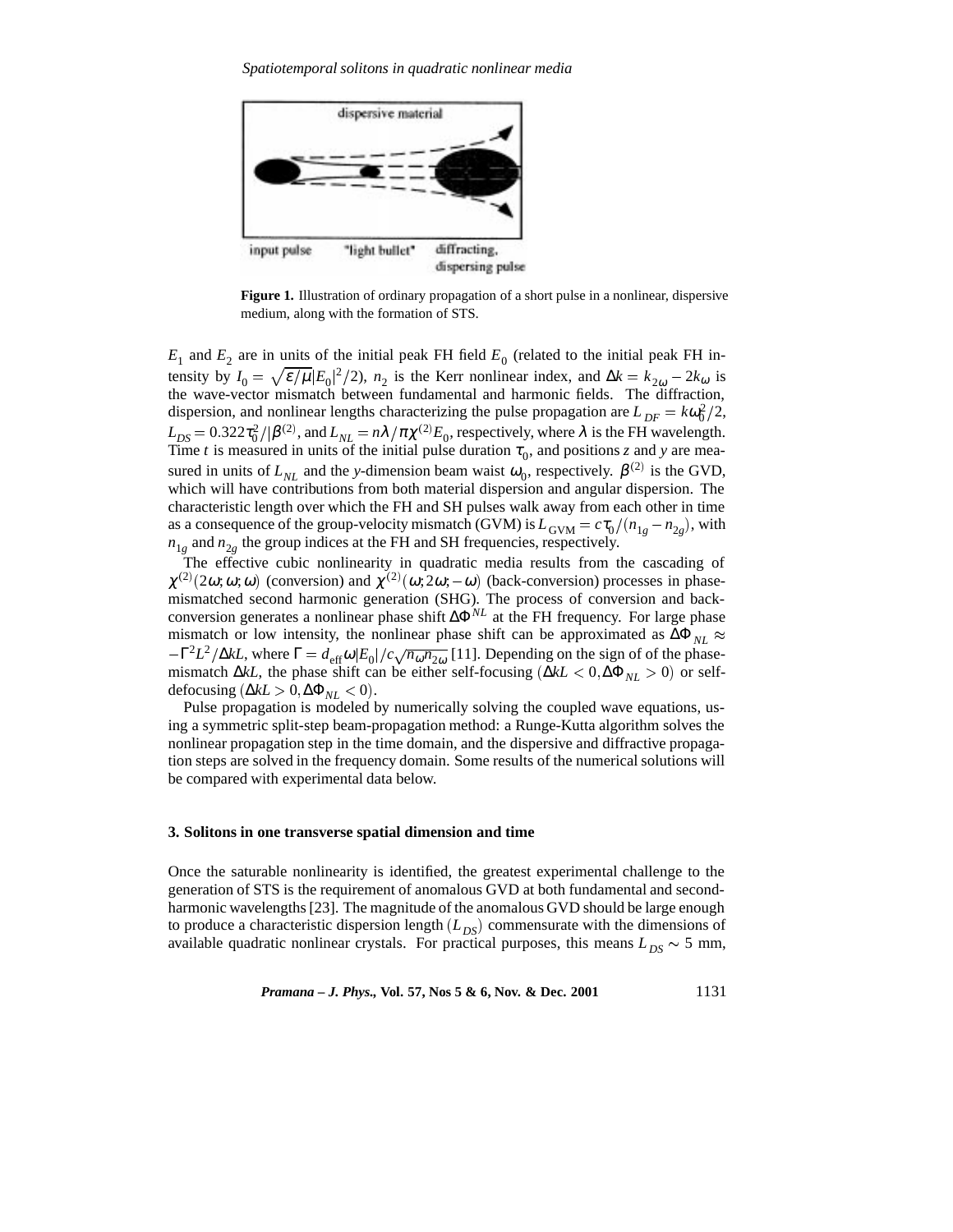Figure 1. Illustration of ordinary propagation of a short pulse in a nonlinear, dispersive medium, along with the formation of STS.

$E_1$ and $E_2$ are in units of the initial peak FH field $E_0$ (related to the initial peak FH intensity by $I_0 = \sqrt{\varepsilon/\mu}|E_0|^2/2$), $n_2$ is the Kerr nonlinear index, and $\Delta k = k_{2\omega} - 2k_\omega$ is the wave-vector mismatch between fundamental and harmonic fields. The diffraction, dispersion, and nonlinear lengths characterizing the pulse propagation are $L_{DF} = k\omega_0^2/2$, $L_{DS} = 0.322\tau_0^2/|\beta^{(2)}$, and $L_{NL} = n\lambda/\pi\chi^{(2)}E_0$, respectively, where $\lambda$ is the FH wavelength. Time $t$ is measured in units of the initial pulse duration $\tau_0$, and positions $z$ and $y$ are measured in units of $L_{NL}$ and the $y$-dimension beam waist $\omega_0$, respectively. $\beta^{(2)}$ is the GVD, which will have contributions from both material dispersion and angular dispersion. The characteristic length over which the FH and SH pulses walk away from each other in time as a consequence of the group-velocity mismatch (GVM) is $L_{\text{GVM}} = c\tau_0/(n_{1g} - n_{2g})$, with $n_{1g}$ and $n_{2g}$ the group indices at the FH and SH frequencies, respectively.

The effective cubic nonlinearity in quadratic media results from the cascading of $\chi^{(2)}(2\omega;\omega;\omega)$ (conversion) and $\chi^{(2)}(\omega;2\omega;-\omega)$ (back-conversion) processes in phase-mismatched second harmonic generation (SHG). The process of conversion and back-conversion generates a nonlinear phase shift $\Delta\Phi^{NL}$ at the FH frequency. For large phase mismatch or low intensity, the nonlinear phase shift can be approximated as $\Delta\Phi_{NL} \approx -\Gamma^2 L^2/\Delta kL$, where $\Gamma = d_{\text{eff}}\omega|E_0|/c\sqrt{n_\omega n_{2\omega}}$ [11]. Depending on the sign of of the phase-mismatch $\Delta kL$, the phase shift can be either self-focusing $(\Delta kL < 0, \Delta\Phi_{NL} > 0)$ or self-defocusing $(\Delta kL > 0, \Delta\Phi_{NL} < 0)$.

Pulse propagation is modeled by numerically solving the coupled wave equations, using a symmetric split-step beam-propagation method: a Runge-Kutta algorithm solves the nonlinear propagation step in the time domain, and the dispersive and diffractive propagation steps are solved in the frequency domain. Some results of the numerical solutions will be compared with experimental data below.

### 3. Solitons in one transverse spatial dimension and time

Once the saturable nonlinearity is identified, the greatest experimental challenge to the generation of STS is the requirement of anomalous GVD at both fundamental and second-harmonic wavelengths [23]. The magnitude of the anomalous GVD should be large enough to produce a characteristic dispersion length $(L_{DS})$ commensurate with the dimensions of available quadratic nonlinear crystals. For practical purposes, this means $L_{DS} \sim 5$ mm,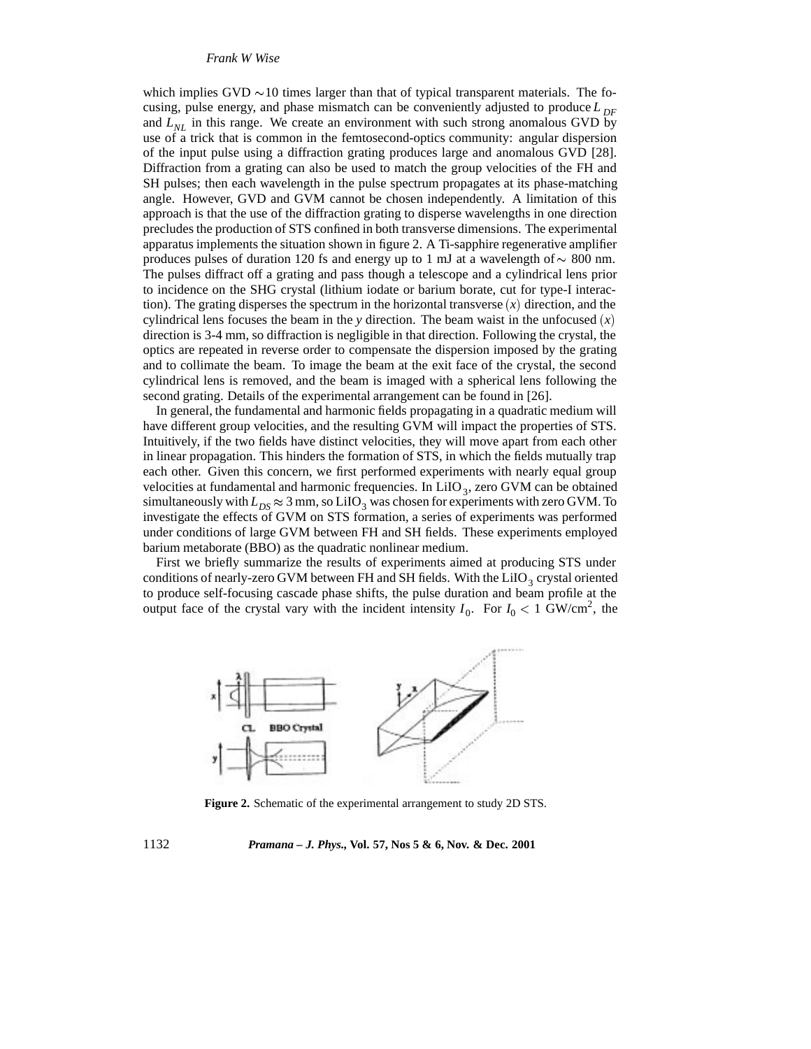which implies GVD ∼10 times larger than that of typical transparent materials. The focusing, pulse energy, and phase mismatch can be conveniently adjusted to produce $L_{DF}$ and $L_{NL}$ in this range. We create an environment with such strong anomalous GVD by use of a trick that is common in the femtosecond-optics community: angular dispersion of the input pulse using a diffraction grating produces large and anomalous GVD [28]. Diffraction from a grating can also be used to match the group velocities of the FH and SH pulses; then each wavelength in the pulse spectrum propagates at its phase-matching angle. However, GVD and GVM cannot be chosen independently. A limitation of this approach is that the use of the diffraction grating to disperse wavelengths in one direction precludes the production of STS confined in both transverse dimensions. The experimental apparatus implements the situation shown in figure 2. A Ti-sapphire regenerative amplifier produces pulses of duration 120 fs and energy up to 1 mJ at a wavelength of ∼ 800 nm. The pulses diffract off a grating and pass though a telescope and a cylindrical lens prior to incidence on the SHG crystal (lithium iodate or barium borate, cut for type-I interaction). The grating disperses the spectrum in the horizontal transverse $(x)$ direction, and the cylindrical lens focuses the beam in the $y$ direction. The beam waist in the unfocused $(x)$ direction is 3-4 mm, so diffraction is negligible in that direction. Following the crystal, the optics are repeated in reverse order to compensate the dispersion imposed by the grating and to collimate the beam. To image the beam at the exit face of the crystal, the second cylindrical lens is removed, and the beam is imaged with a spherical lens following the second grating. Details of the experimental arrangement can be found in [26].

In general, the fundamental and harmonic fields propagating in a quadratic medium will have different group velocities, and the resulting GVM will impact the properties of STS. Intuitively, if the two fields have distinct velocities, they will move apart from each other in linear propagation. This hinders the formation of STS, in which the fields mutually trap each other. Given this concern, we first performed experiments with nearly equal group velocities at fundamental and harmonic frequencies. In $LiIO_3$, zero GVM can be obtained simultaneously with $L_{DS} \approx 3$ mm, so $LiIO_3$ was chosen for experiments with zero GVM. To investigate the effects of GVM on STS formation, a series of experiments was performed under conditions of large GVM between FH and SH fields. These experiments employed barium metaborate (BBO) as the quadratic nonlinear medium.

First we briefly summarize the results of experiments aimed at producing STS under conditions of nearly-zero GVM between FH and SH fields. With the $LiIO_3$ crystal oriented to produce self-focusing cascade phase shifts, the pulse duration and beam profile at the output face of the crystal vary with the incident intensity $I_0$. For $I_0 < 1$ GW/cm$^2$, the

**Figure 2.** Schematic of the experimental arrangement to study 2D STS.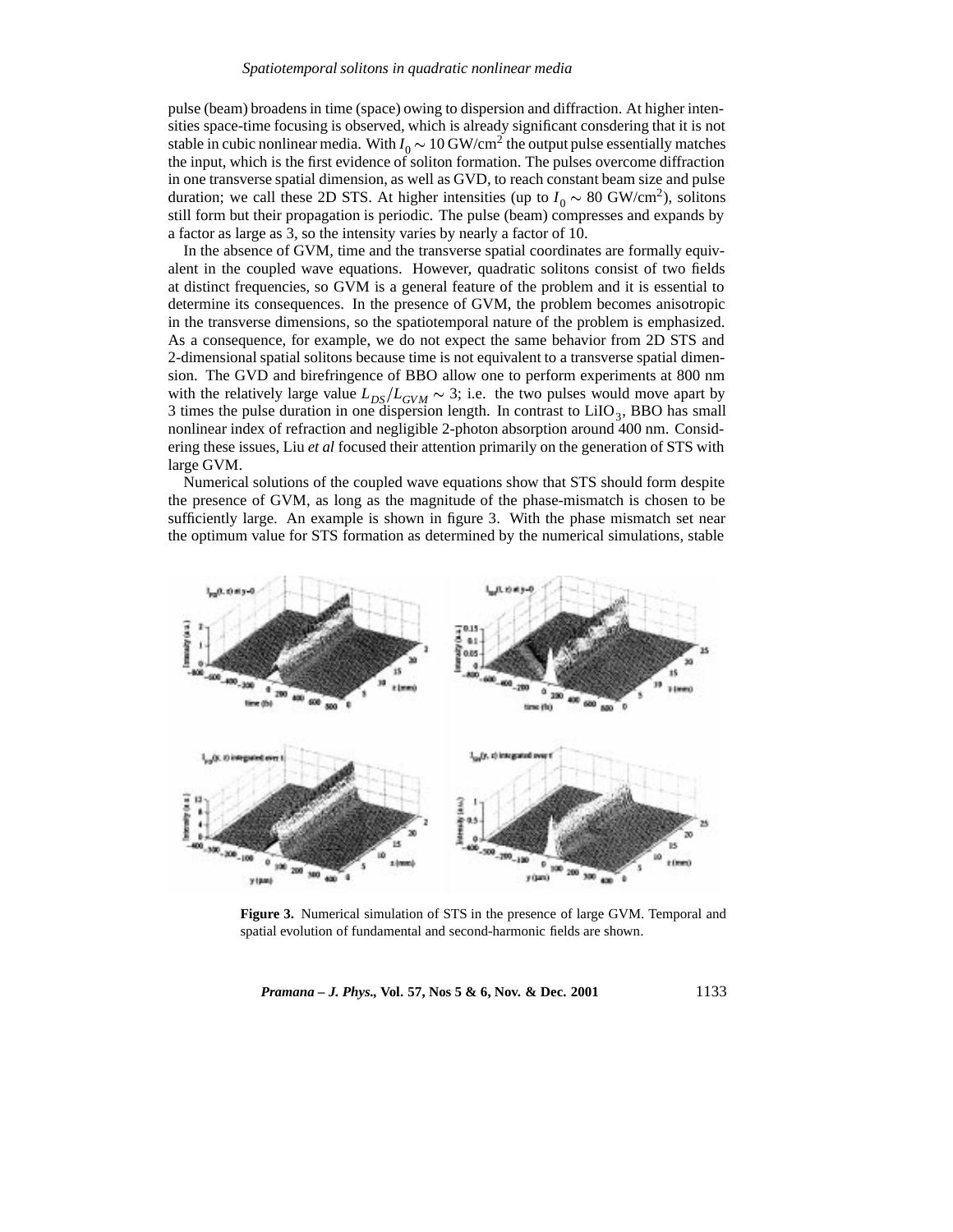pulse (beam) broadens in time (space) owing to dispersion and diffraction. At higher intensities space-time focusing is observed, which is already significant consdering that it is not stable in cubic nonlinear media. With $I_0 \sim 10$ GW/cm$^2$ the output pulse essentially matches the input, which is the first evidence of soliton formation. The pulses overcome diffraction in one transverse spatial dimension, as well as GVD, to reach constant beam size and pulse duration; we call these 2D STS. At higher intensities (up to $I_0 \sim 80$ GW/cm$^2$), solitons still form but their propagation is periodic. The pulse (beam) compresses and expands by a factor as large as 3, so the intensity varies by nearly a factor of 10.

In the absence of GVM, time and the transverse spatial coordinates are formally equivalent in the coupled wave equations. However, quadratic solitons consist of two fields at distinct frequencies, so GVM is a general feature of the problem and it is essential to determine its consequences. In the presence of GVM, the problem becomes anisotropic in the transverse dimensions, so the spatiotemporal nature of the problem is emphasized. As a consequence, for example, we do not expect the same behavior from 2D STS and 2-dimensional spatial solitons because time is not equivalent to a transverse spatial dimension. The GVD and birefringence of BBO allow one to perform experiments at 800 nm with the relatively large value $L_{DS}/L_{GVM} \sim 3$; i.e. the two pulses would move apart by 3 times the pulse duration in one dispersion length. In contrast to $LiIO_3$, BBO has small nonlinear index of refraction and negligible 2-photon absorption around 400 nm. Considering these issues, Liu *et al* focused their attention primarily on the generation of STS with large GVM.

Numerical solutions of the coupled wave equations show that STS should form despite the presence of GVM, as long as the magnitude of the phase-mismatch is chosen to be sufficiently large. An example is shown in figure 3. With the phase mismatch set near the optimum value for STS formation as determined by the numerical simulations, stable

**Figure 3.** Numerical simulation of STS in the presence of large GVM. Temporal and spatial evolution of fundamental and second-harmonic fields are shown.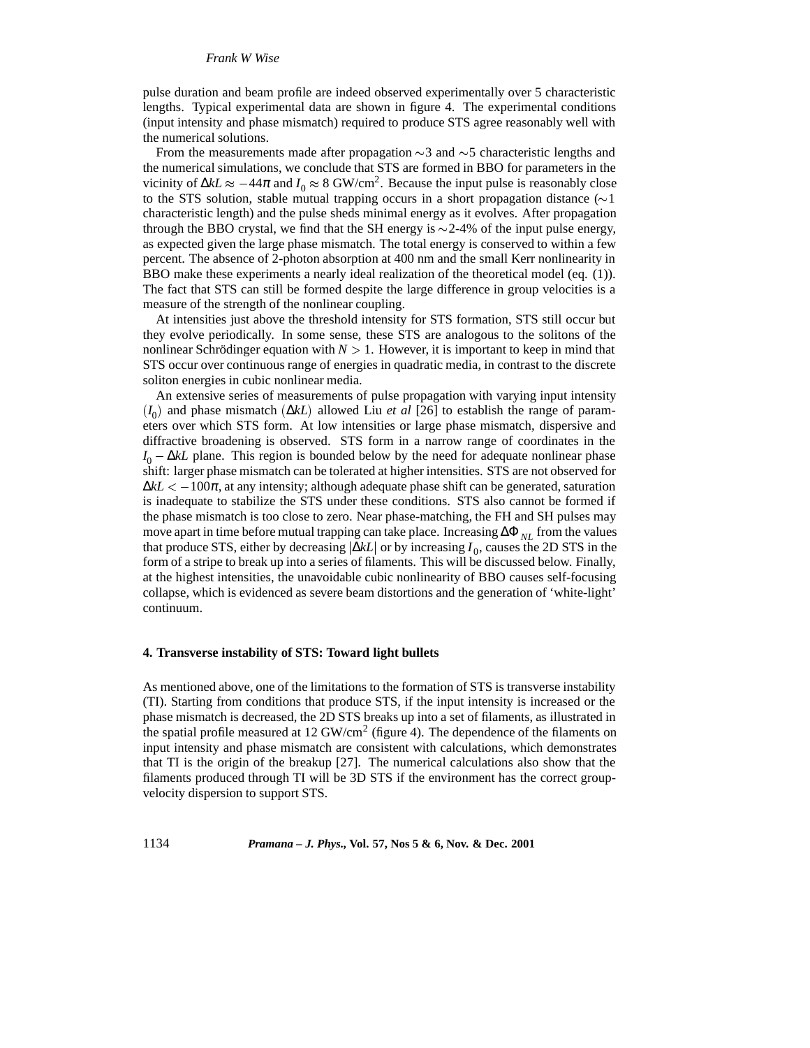pulse duration and beam profile are indeed observed experimentally over 5 characteristic lengths. Typical experimental data are shown in figure 4. The experimental conditions (input intensity and phase mismatch) required to produce STS agree reasonably well with the numerical solutions.

From the measurements made after propagation $\sim 3$ and $\sim 5$ characteristic lengths and the numerical simulations, we conclude that STS are formed in BBO for parameters in the vicinity of $\Delta kL \approx -44\pi$ and $I_0 \approx 8$ GW/cm$^2$. Because the input pulse is reasonably close to the STS solution, stable mutual trapping occurs in a short propagation distance ($\sim 1$ characteristic length) and the pulse sheds minimal energy as it evolves. After propagation through the BBO crystal, we find that the SH energy is $\sim$2-4% of the input pulse energy, as expected given the large phase mismatch. The total energy is conserved to within a few percent. The absence of 2-photon absorption at 400 nm and the small Kerr nonlinearity in BBO make these experiments a nearly ideal realization of the theoretical model (eq. (1)). The fact that STS can still be formed despite the large difference in group velocities is a measure of the strength of the nonlinear coupling.

At intensities just above the threshold intensity for STS formation, STS still occur but they evolve periodically. In some sense, these STS are analogous to the solitons of the nonlinear Schrödinger equation with $N > 1$. However, it is important to keep in mind that STS occur over continuous range of energies in quadratic media, in contrast to the discrete soliton energies in cubic nonlinear media.

An extensive series of measurements of pulse propagation with varying input intensity $(I_0)$ and phase mismatch $(\Delta kL)$ allowed Liu *et al* [26] to establish the range of parameters over which STS form. At low intensities or large phase mismatch, dispersive and diffractive broadening is observed. STS form in a narrow range of coordinates in the $I_0 - \Delta kL$ plane. This region is bounded below by the need for adequate nonlinear phase shift: larger phase mismatch can be tolerated at higher intensities. STS are not observed for $\Delta kL < -100\pi$, at any intensity; although adequate phase shift can be generated, saturation is inadequate to stabilize the STS under these conditions. STS also cannot be formed if the phase mismatch is too close to zero. Near phase-matching, the FH and SH pulses may move apart in time before mutual trapping can take place. Increasing $\Delta\Phi_{NL}$ from the values that produce STS, either by decreasing $|\Delta kL|$ or by increasing $I_0$, causes the 2D STS in the form of a stripe to break up into a series of filaments. This will be discussed below. Finally, at the highest intensities, the unavoidable cubic nonlinearity of BBO causes self-focusing collapse, which is evidenced as severe beam distortions and the generation of 'white-light' continuum.

## 4. Transverse instability of STS: Toward light bullets

As mentioned above, one of the limitations to the formation of STS is transverse instability (TI). Starting from conditions that produce STS, if the input intensity is increased or the phase mismatch is decreased, the 2D STS breaks up into a set of filaments, as illustrated in the spatial profile measured at 12 GW/cm$^2$ (figure 4). The dependence of the filaments on input intensity and phase mismatch are consistent with calculations, which demonstrates that TI is the origin of the breakup [27]. The numerical calculations also show that the filaments produced through TI will be 3D STS if the environment has the correct group-velocity dispersion to support STS.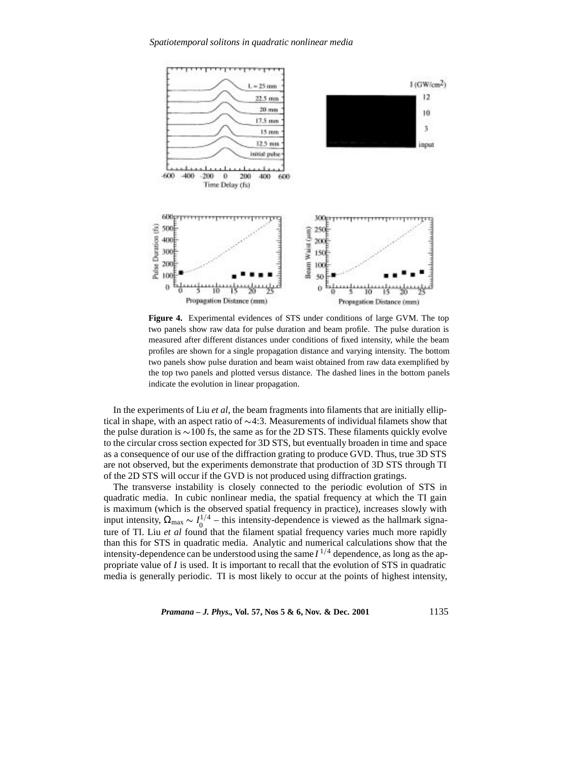**Figure 4.** Experimental evidences of STS under conditions of large GVM. The top two panels show raw data for pulse duration and beam profile. The pulse duration is measured after different distances under conditions of fixed intensity, while the beam profiles are shown for a single propagation distance and varying intensity. The bottom two panels show pulse duration and beam waist obtained from raw data exemplified by the top two panels and plotted versus distance. The dashed lines in the bottom panels indicate the evolution in linear propagation.

In the experiments of Liu *et al*, the beam fragments into filaments that are initially elliptical in shape, with an aspect ratio of ∼4:3. Measurements of individual filamets show that the pulse duration is ∼100 fs, the same as for the 2D STS. These filaments quickly evolve to the circular cross section expected for 3D STS, but eventually broaden in time and space as a consequence of our use of the diffraction grating to produce GVD. Thus, true 3D STS are not observed, but the experiments demonstrate that production of 3D STS through TI of the 2D STS will occur if the GVD is not produced using diffraction gratings.

The transverse instability is closely connected to the periodic evolution of STS in quadratic media. In cubic nonlinear media, the spatial frequency at which the TI gain is maximum (which is the observed spatial frequency in practice), increases slowly with input intensity, $\Omega_{\max} \sim I_0^{1/4}$ – this intensity-dependence is viewed as the hallmark signature of TI. Liu *et al* found that the filament spatial frequency varies much more rapidly than this for STS in quadratic media. Analytic and numerical calculations show that the intensity-dependence can be understood using the same $I^{1/4}$ dependence, as long as the appropriate value of $I$ is used. It is important to recall that the evolution of STS in quadratic media is generally periodic. TI is most likely to occur at the points of highest intensity,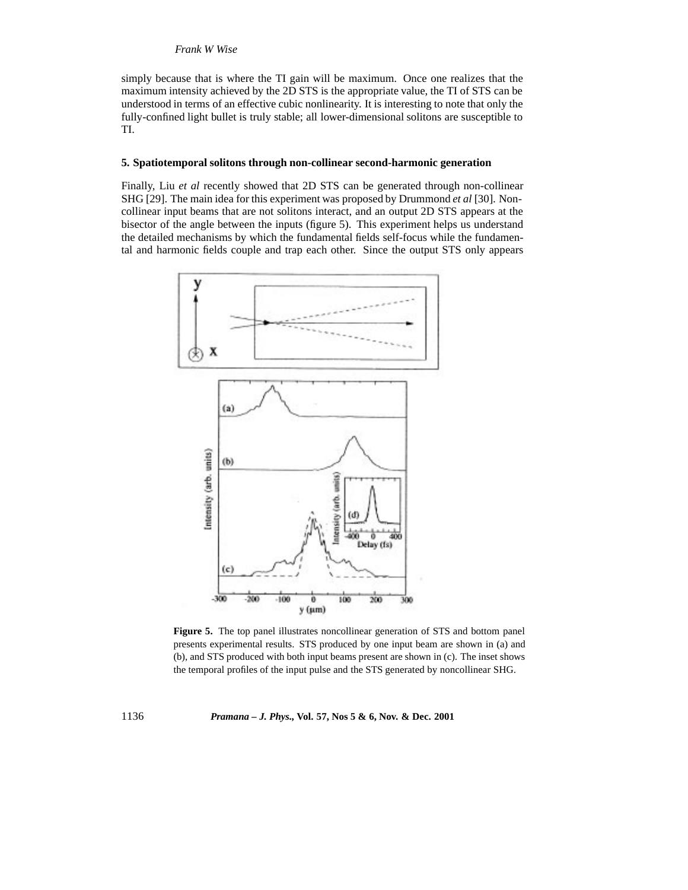simply because that is where the TI gain will be maximum. Once one realizes that the maximum intensity achieved by the 2D STS is the appropriate value, the TI of STS can be understood in terms of an effective cubic nonlinearity. It is interesting to note that only the fully-confined light bullet is truly stable; all lower-dimensional solitons are susceptible to TI.

## 5. Spatiotemporal solitons through non-collinear second-harmonic generation

Finally, Liu *et al* recently showed that 2D STS can be generated through non-collinear SHG [29]. The main idea for this experiment was proposed by Drummond *et al* [30]. Non-collinear input beams that are not solitons interact, and an output 2D STS appears at the bisector of the angle between the inputs (figure 5). This experiment helps us understand the detailed mechanisms by which the fundamental fields self-focus while the fundamental and harmonic fields couple and trap each other. Since the output STS only appears

**Figure 5.** The top panel illustrates noncollinear generation of STS and bottom panel presents experimental results. STS produced by one input beam are shown in (a) and (b), and STS produced with both input beams present are shown in (c). The inset shows the temporal profiles of the input pulse and the STS generated by noncollinear SHG.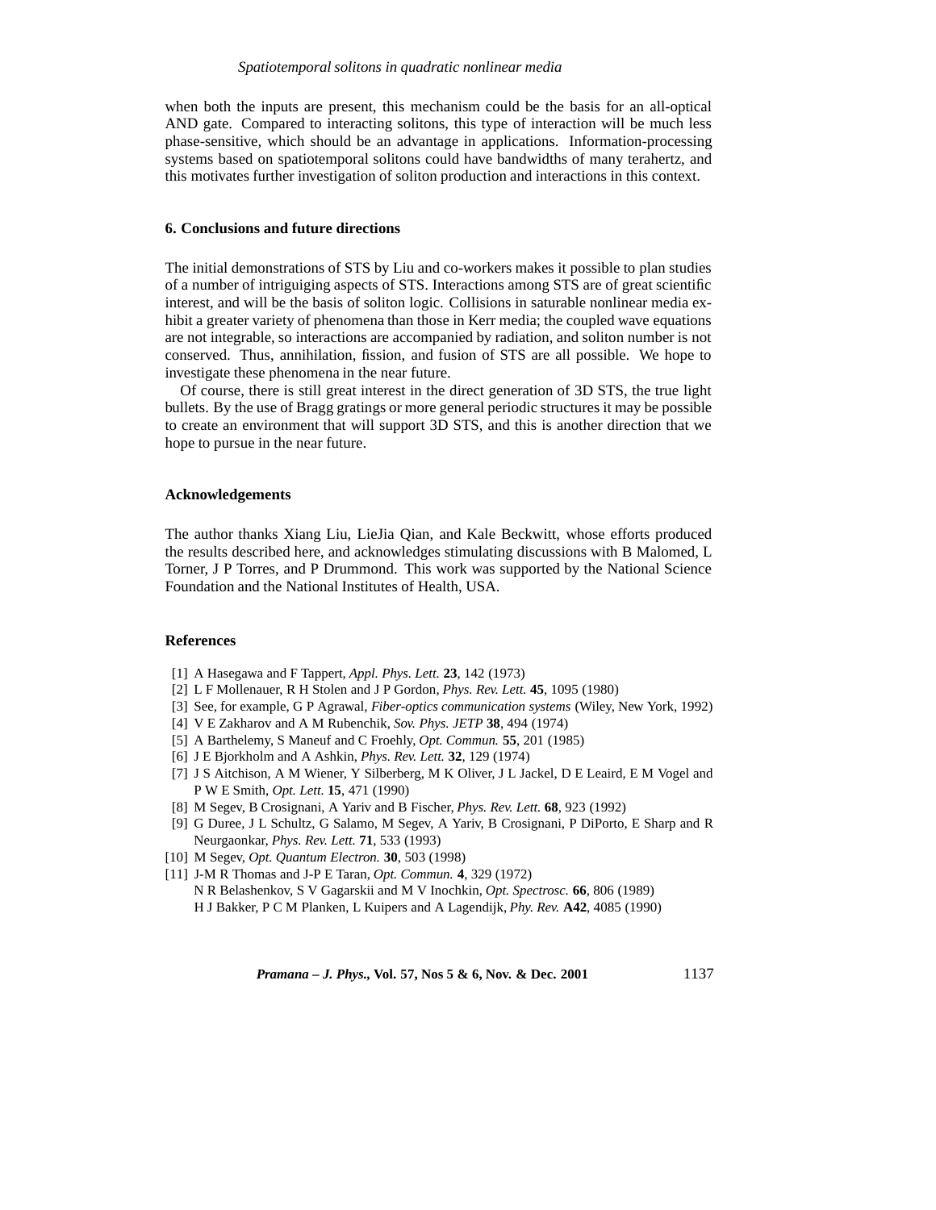when both the inputs are present, this mechanism could be the basis for an all-optical AND gate. Compared to interacting solitons, this type of interaction will be much less phase-sensitive, which should be an advantage in applications. Information-processing systems based on spatiotemporal solitons could have bandwidths of many terahertz, and this motivates further investigation of soliton production and interactions in this context.

## 6. Conclusions and future directions

The initial demonstrations of STS by Liu and co-workers makes it possible to plan studies of a number of intriguiging aspects of STS. Interactions among STS are of great scientific interest, and will be the basis of soliton logic. Collisions in saturable nonlinear media exhibit a greater variety of phenomena than those in Kerr media; the coupled wave equations are not integrable, so interactions are accompanied by radiation, and soliton number is not conserved. Thus, annihilation, fission, and fusion of STS are all possible. We hope to investigate these phenomena in the near future.

Of course, there is still great interest in the direct generation of 3D STS, the true light bullets. By the use of Bragg gratings or more general periodic structures it may be possible to create an environment that will support 3D STS, and this is another direction that we hope to pursue in the near future.

## Acknowledgements

The author thanks Xiang Liu, LieJia Qian, and Kale Beckwitt, whose efforts produced the results described here, and acknowledges stimulating discussions with B Malomed, L Torner, J P Torres, and P Drummond. This work was supported by the National Science Foundation and the National Institutes of Health, USA.

## References

[1] A Hasegawa and F Tappert, *Appl. Phys. Lett.* **23**, 142 (1973)

[2] L F Mollenauer, R H Stolen and J P Gordon, *Phys. Rev. Lett.* **45**, 1095 (1980)

[3] See, for example, G P Agrawal, *Fiber-optics communication systems* (Wiley, New York, 1992)

[4] V E Zakharov and A M Rubenchik, *Sov. Phys. JETP* **38**, 494 (1974)

[5] A Barthelemy, S Maneuf and C Froehly, *Opt. Commun.* **55**, 201 (1985)

[6] J E Bjorkholm and A Ashkin, *Phys. Rev. Lett.* **32**, 129 (1974)

[7] J S Aitchison, A M Wiener, Y Silberberg, M K Oliver, J L Jackel, D E Leaird, E M Vogel and P W E Smith, *Opt. Lett.* **15**, 471 (1990)

[8] M Segev, B Crosignani, A Yariv and B Fischer, *Phys. Rev. Lett.* **68**, 923 (1992)

[9] G Duree, J L Schultz, G Salamo, M Segev, A Yariv, B Crosignani, P DiPorto, E Sharp and R Neurgaonkar, *Phys. Rev. Lett.* **71**, 533 (1993)

[10] M Segev, *Opt. Quantum Electron.* **30**, 503 (1998)

[11] J-M R Thomas and J-P E Taran, *Opt. Commun.* **4**, 329 (1972)
N R Belashenkov, S V Gagarskii and M V Inochkin, *Opt. Spectrosc.* **66**, 806 (1989)
H J Bakker, P C M Planken, L Kuipers and A Lagendijk, *Phy. Rev.* **A42**, 4085 (1990)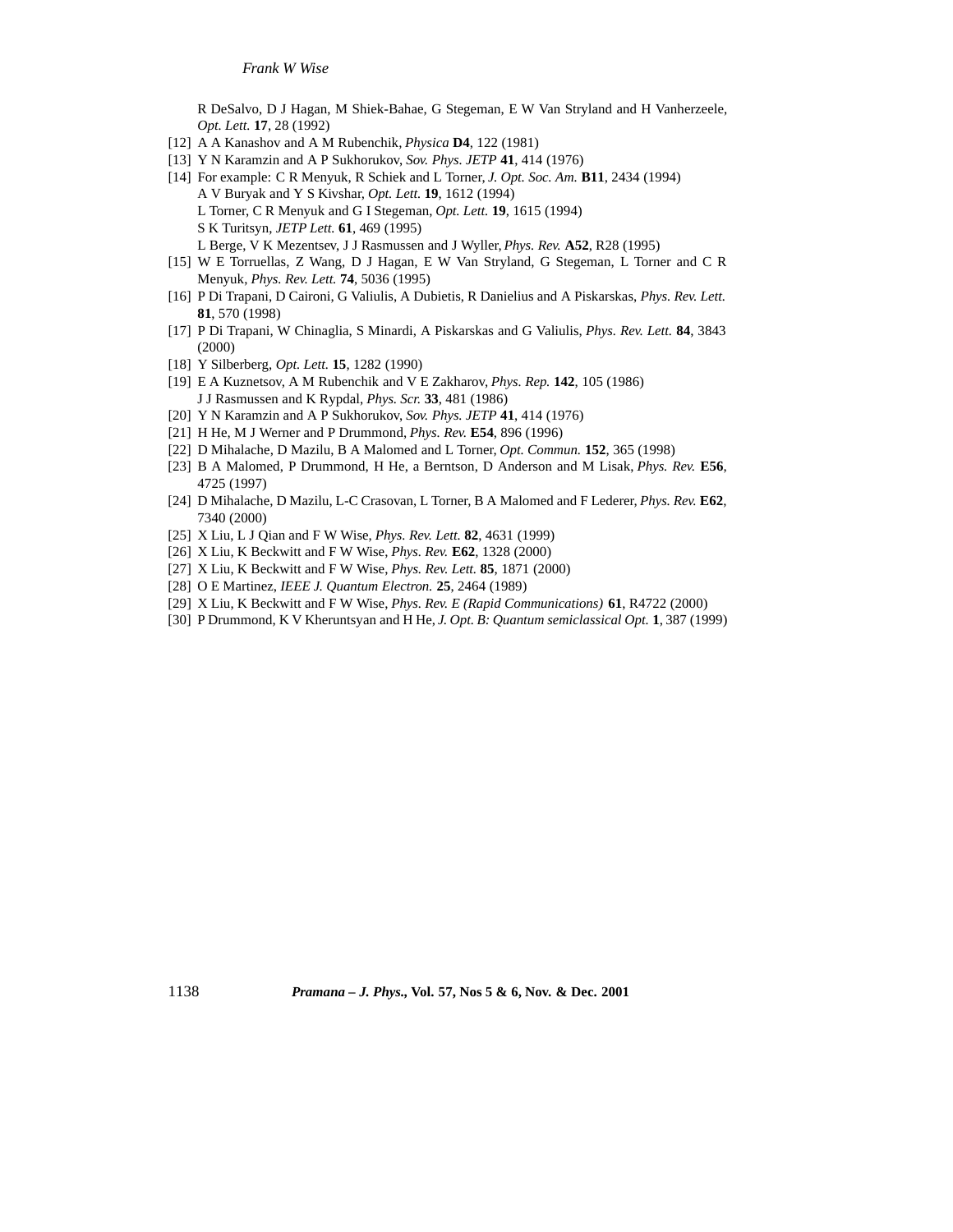R DeSalvo, D J Hagan, M Shiek-Bahae, G Stegeman, E W Van Stryland and H Vanherzeele, *Opt. Lett.* **17**, 28 (1992)

[12] A A Kanashov and A M Rubenchik, *Physica* **D4**, 122 (1981)

[13] Y N Karamzin and A P Sukhorukov, *Sov. Phys. JETP* **41**, 414 (1976)

[14] For example: C R Menyuk, R Schiek and L Torner, *J. Opt. Soc. Am.* **B11**, 2434 (1994)
A V Buryak and Y S Kivshar, *Opt. Lett.* **19**, 1612 (1994)
L Torner, C R Menyuk and G I Stegeman, *Opt. Lett.* **19**, 1615 (1994)
S K Turitsyn, *JETP Lett.* **61**, 469 (1995)
L Berge, V K Mezentsev, J J Rasmussen and J Wyller, *Phys. Rev.* **A52**, R28 (1995)

[15] W E Torruellas, Z Wang, D J Hagan, E W Van Stryland, G Stegeman, L Torner and C R Menyuk, *Phys. Rev. Lett.* **74**, 5036 (1995)

[16] P Di Trapani, D Caironi, G Valiulis, A Dubietis, R Danielius and A Piskarskas, *Phys. Rev. Lett.* **81**, 570 (1998)

[17] P Di Trapani, W Chinaglia, S Minardi, A Piskarskas and G Valiulis, *Phys. Rev. Lett.* **84**, 3843 (2000)

[18] Y Silberberg, *Opt. Lett.* **15**, 1282 (1990)

[19] E A Kuznetsov, A M Rubenchik and V E Zakharov, *Phys. Rep.* **142**, 105 (1986)
J J Rasmussen and K Rypdal, *Phys. Scr.* **33**, 481 (1986)

[20] Y N Karamzin and A P Sukhorukov, *Sov. Phys. JETP* **41**, 414 (1976)

[21] H He, M J Werner and P Drummond, *Phys. Rev.* **E54**, 896 (1996)

[22] D Mihalache, D Mazilu, B A Malomed and L Torner, *Opt. Commun.* **152**, 365 (1998)

[23] B A Malomed, P Drummond, H He, a Berntson, D Anderson and M Lisak, *Phys. Rev.* **E56**, 4725 (1997)

[24] D Mihalache, D Mazilu, L-C Crasovan, L Torner, B A Malomed and F Lederer, *Phys. Rev.* **E62**, 7340 (2000)

[25] X Liu, L J Qian and F W Wise, *Phys. Rev. Lett.* **82**, 4631 (1999)

[26] X Liu, K Beckwitt and F W Wise, *Phys. Rev.* **E62**, 1328 (2000)

[27] X Liu, K Beckwitt and F W Wise, *Phys. Rev. Lett.* **85**, 1871 (2000)

[28] O E Martinez, *IEEE J. Quantum Electron.* **25**, 2464 (1989)

[29] X Liu, K Beckwitt and F W Wise, *Phys. Rev. E (Rapid Communications)* **61**, R4722 (2000)

[30] P Drummond, K V Kheruntsyan and H He, *J. Opt. B: Quantum semiclassical Opt.* **1**, 387 (1999)